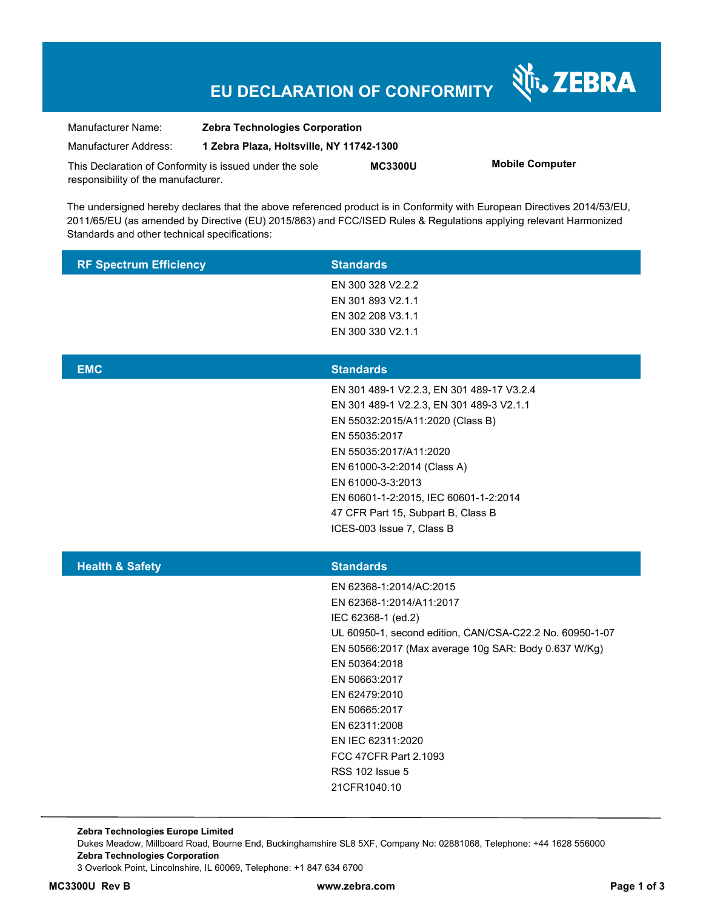# EU DECLARATION OF CONFORMITY

ZEBRA

| | | | |
|---|---|---|---|
| Manufacturer Name: | **Zebra Technologies Corporation** | | |
| Manufacturer Address: | **1 Zebra Plaza, Holtsville, NY 11742-1300** | | |
| This Declaration of Conformity is issued under the sole responsibility of the manufacturer. | | **MC3300U** | **Mobile Computer** |

The undersigned hereby declares that the above referenced product is in Conformity with European Directives 2014/53/EU, 2011/65/EU (as amended by Directive (EU) 2015/863) and FCC/ISED Rules & Regulations applying relevant Harmonized Standards and other technical specifications:

| RF Spectrum Efficiency | Standards |
|---|---|
| | EN 300 328 V2.2.2 |
| | EN 301 893 V2.1.1 |
| | EN 302 208 V3.1.1 |
| | EN 300 330 V2.1.1 |

| EMC | Standards |
|---|---|
| | EN 301 489-1 V2.2.3, EN 301 489-17 V3.2.4 |
| | EN 301 489-1 V2.2.3, EN 301 489-3 V2.1.1 |
| | EN 55032:2015/A11:2020 (Class B) |
| | EN 55035:2017 |
| | EN 55035:2017/A11:2020 |
| | EN 61000-3-2:2014 (Class A) |
| | EN 61000-3-3:2013 |
| | EN 60601-1-2:2015, IEC 60601-1-2:2014 |
| | 47 CFR Part 15, Subpart B, Class B |
| | ICES-003 Issue 7, Class B |

| Health & Safety | Standards |
|---|---|
| | EN 62368-1:2014/AC:2015 |
| | EN 62368-1:2014/A11:2017 |
| | IEC 62368-1 (ed.2) |
| | UL 60950-1, second edition, CAN/CSA-C22.2 No. 60950-1-07 |
| | EN 50566:2017 (Max average 10g SAR: Body 0.637 W/Kg) |
| | EN 50364:2018 |
| | EN 50663:2017 |
| | EN 62479:2010 |
| | EN 50665:2017 |
| | EN 62311:2008 |
| | EN IEC 62311:2020 |
| | FCC 47CFR Part 2.1093 |
| | RSS 102 Issue 5 |
| | 21CFR1040.10 |

**Zebra Technologies Europe Limited**
Dukes Meadow, Millboard Road, Bourne End, Buckinghamshire SL8 5XF, Company No: 02881068, Telephone: +44 1628 556000
**Zebra Technologies Corporation**
3 Overlook Point, Lincolnshire, IL 60069, Telephone: +1 847 634 6700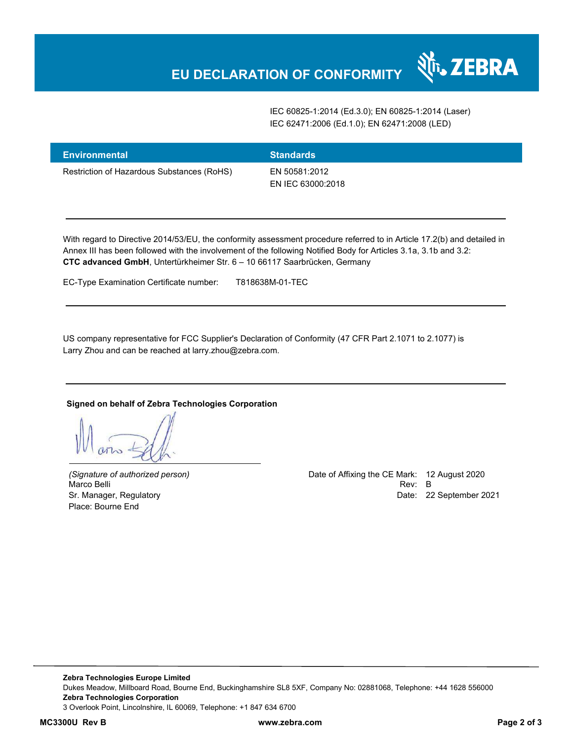# EU DECLARATION OF CONFORMITY

| | |
|---|---|
| | IEC 60825-1:2014 (Ed.3.0); EN 60825-1:2014 (Laser)<br>IEC 62471:2006 (Ed.1.0); EN 62471:2008 (LED) |

| Environmental | Standards |
|---|---|
| Restriction of Hazardous Substances (RoHS) | EN 50581:2012<br>EN IEC 63000:2018 |

---

With regard to Directive 2014/53/EU, the conformity assessment procedure referred to in Article 17.2(b) and detailed in Annex III has been followed with the involvement of the following Notified Body for Articles 3.1a, 3.1b and 3.2: **CTC advanced GmbH**, Untertürkheimer Str. 6 – 10 66117 Saarbrücken, Germany

EC-Type Examination Certificate number: T818638M-01-TEC

---

US company representative for FCC Supplier's Declaration of Conformity (47 CFR Part 2.1071 to 2.1077) is Larry Zhou and can be reached at larry.zhou@zebra.com.

---

**Signed on behalf of Zebra Technologies Corporation**

*(Signature of authorized person)*
Marco Belli
Sr. Manager, Regulatory
Place: Bourne End

Date of Affixing the CE Mark: 12 August 2020
Rev: B
Date: 22 September 2021

**Zebra Technologies Europe Limited**
Dukes Meadow, Millboard Road, Bourne End, Buckinghamshire SL8 5XF, Company No: 02881068, Telephone: +44 1628 556000
**Zebra Technologies Corporation**
3 Overlook Point, Lincolnshire, IL 60069, Telephone: +1 847 634 6700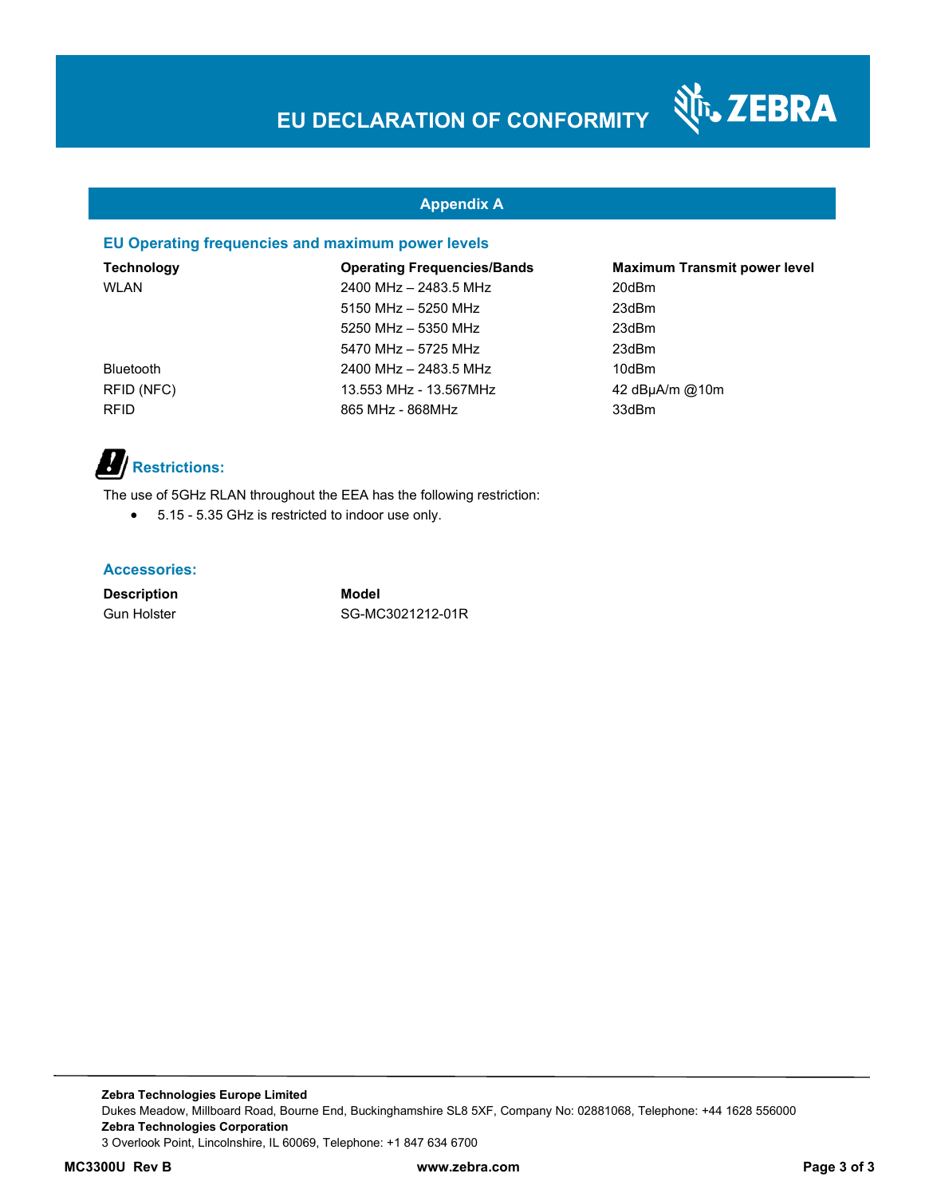# EU DECLARATION OF CONFORMITY

## Appendix A

### EU Operating frequencies and maximum power levels

| Technology | Operating Frequencies/Bands | Maximum Transmit power level |
|---|---|---|
| WLAN | 2400 MHz – 2483.5 MHz | 20dBm |
| | 5150 MHz – 5250 MHz | 23dBm |
| | 5250 MHz – 5350 MHz | 23dBm |
| | 5470 MHz – 5725 MHz | 23dBm |
| Bluetooth | 2400 MHz – 2483.5 MHz | 10dBm |
| RFID (NFC) | 13.553 MHz - 13.567MHz | 42 dBµA/m @10m |
| RFID | 865 MHz - 868MHz | 33dBm |

### Restrictions:

The use of 5GHz RLAN throughout the EEA has the following restriction:

- 5.15 - 5.35 GHz is restricted to indoor use only.

### Accessories:

| Description | Model |
|---|---|
| Gun Holster | SG-MC3021212-01R |

**Zebra Technologies Europe Limited**
Dukes Meadow, Millboard Road, Bourne End, Buckinghamshire SL8 5XF, Company No: 02881068, Telephone: +44 1628 556000
**Zebra Technologies Corporation**
3 Overlook Point, Lincolnshire, IL 60069, Telephone: +1 847 634 6700

**MC3300U Rev B** **www.zebra.com**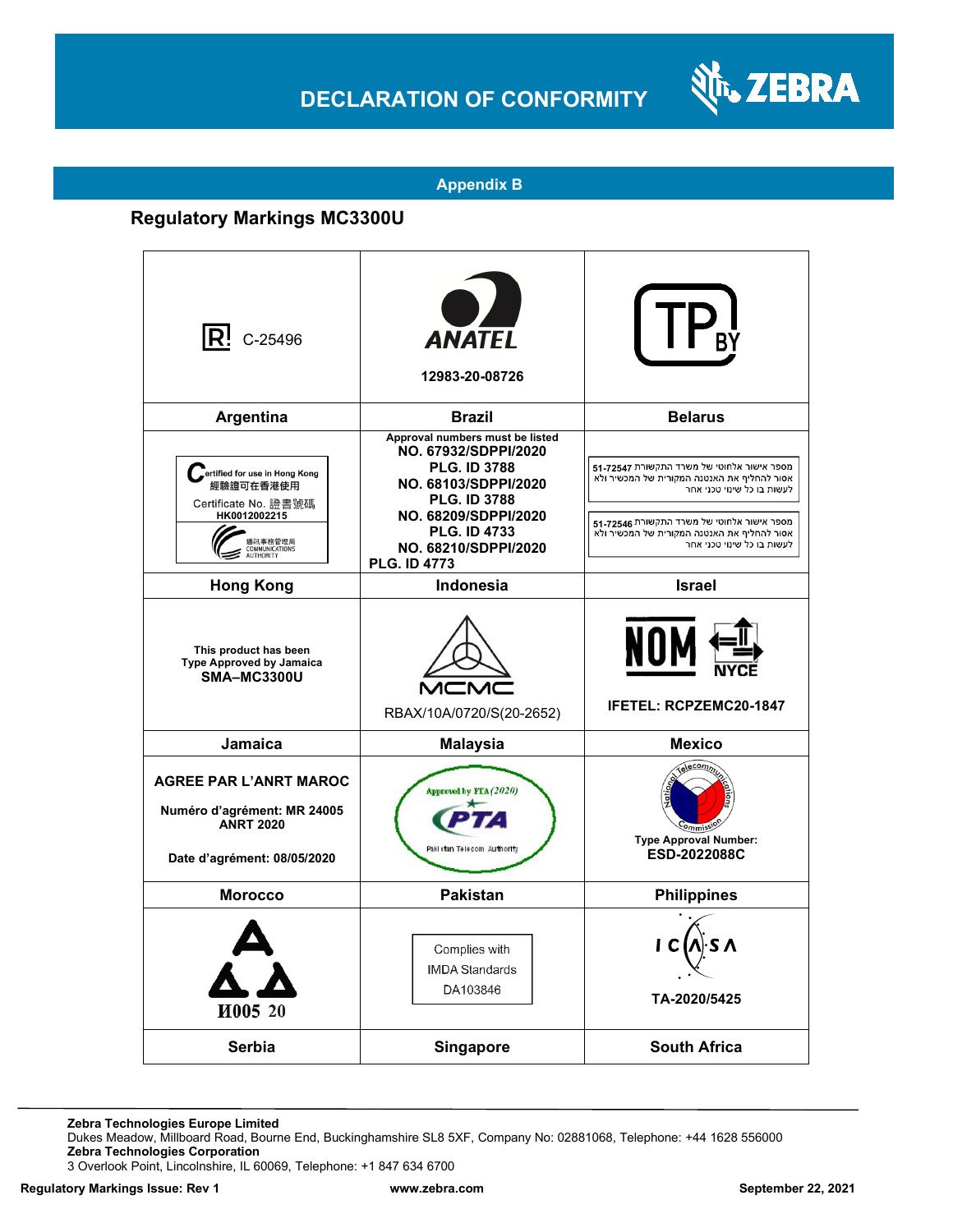# DECLARATION OF CONFORMITY

## Appendix B

### Regulatory Markings MC3300U

| | | |
|---|---|---|
| C-25496 | ANATEL 12983-20-08726 | TP BY |
| **Argentina** | **Brazil** | **Belarus** |
| Certified for use in Hong Kong 經驗證可在香港使用 Certificate No. 證書號碼 HK0012002215 通訊事務管理局 COMMUNICATIONS AUTHORITY | **Approval numbers must be listed** **NO. 67932/SDPPI/2020** **PLG. ID 3788** **NO. 68103/SDPPI/2020** **PLG. ID 3788** **NO. 68209/SDPPI/2020** **PLG. ID 4733** **NO. 68210/SDPPI/2020** **PLG. ID 4773** | מספר אישור אלחוטי של משרד התקשורת 51-72547 אסור להחליף את האנטנה המקורית של המכשיר ולא לעשות בו כל שינוי טכני אחר<br><br>מספר אישור אלחוטי של משרד התקשורת 51-72546 אסור להחליף את האנטנה המקורית של המכשיר ולא לעשות בו כל שינוי טכני אחר |
| **Hong Kong** | **Indonesia** | **Israel** |
| **This product has been Type Approved by Jamaica** **SMA–MC3300U** | MCMC RBAX/10A/0720/S(20-2652) | NOM NYCE **IFETEL: RCPZEMC20-1847** |
| **Jamaica** | **Malaysia** | **Mexico** |
| **AGREE PAR L'ANRT MAROC** **Numéro d'agrément: MR 24005 ANRT 2020** **Date d'agrément: 08/05/2020** | Approved by PTA (2020) PTA Pakistan Telecom Authority | National Telecommunications Commission **Type Approval Number:** **ESD-2022088C** |
| **Morocco** | **Pakistan** | **Philippines** |
| И005 20 | Complies with IMDA Standards DA103846 | ICASA **TA-2020/5425** |
| **Serbia** | **Singapore** | **South Africa** |

**Zebra Technologies Europe Limited**
Dukes Meadow, Millboard Road, Bourne End, Buckinghamshire SL8 5XF, Company No: 02881068, Telephone: +44 1628 556000
**Zebra Technologies Corporation**
3 Overlook Point, Lincolnshire, IL 60069, Telephone: +1 847 634 6700

**Regulatory Markings Issue: Rev 1** **www.zebra.com** **September 22, 2021**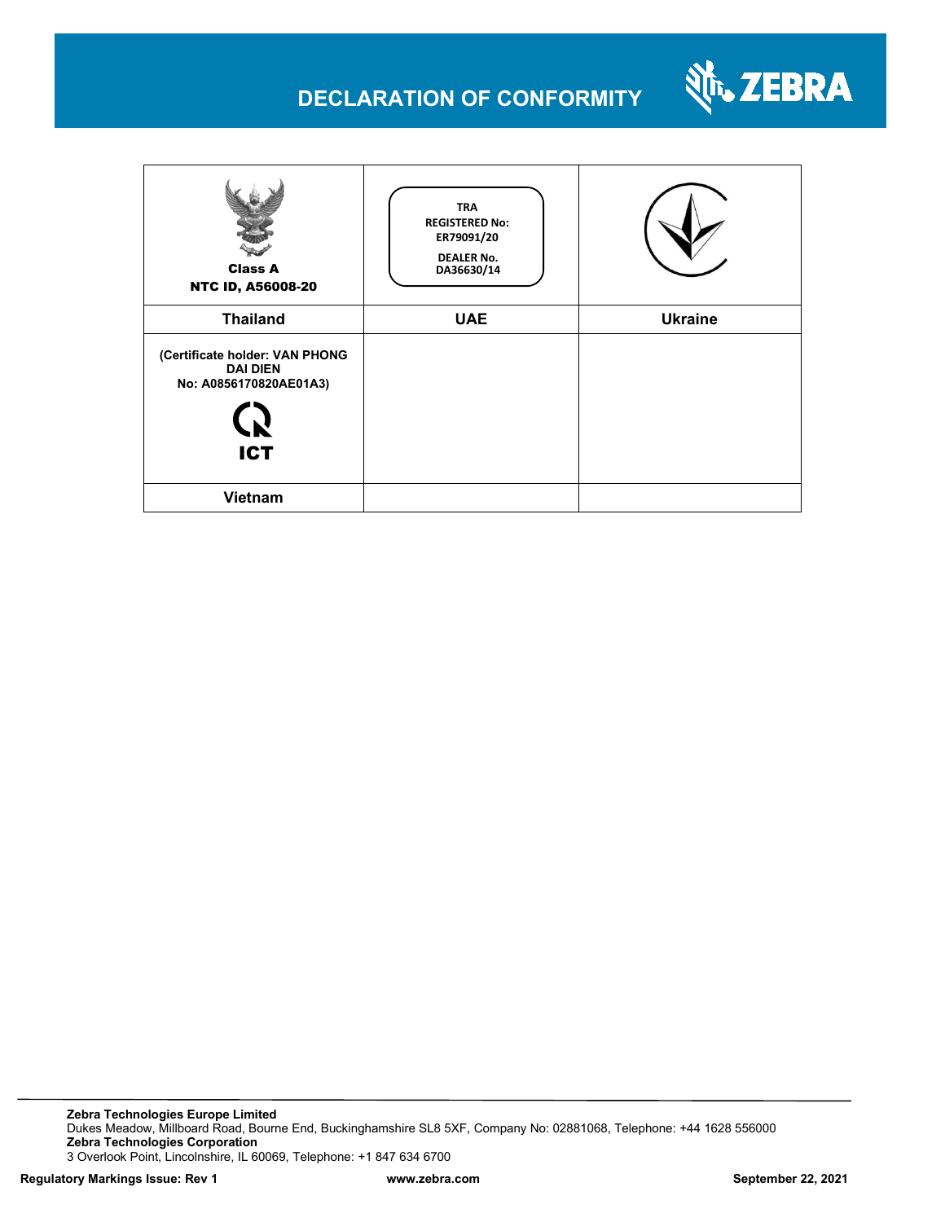# DECLARATION OF CONFORMITY

| | | |
|---|---|---|
| **Class A**<br>**NTC ID, A56008-20** | **TRA**<br>**REGISTERED No:**<br>**ER79091/20**<br>**DEALER No.**<br>**DA36630/14** | |
| **Thailand** | **UAE** | **Ukraine** |
| **(Certificate holder: VAN PHONG DAI DIEN No: A0856170820AE01A3)**<br>**ICT** | | |
| **Vietnam** | | |

**Zebra Technologies Europe Limited**
Dukes Meadow, Millboard Road, Bourne End, Buckinghamshire SL8 5XF, Company No: 02881068, Telephone: +44 1628 556000
**Zebra Technologies Corporation**
3 Overlook Point, Lincolnshire, IL 60069, Telephone: +1 847 634 6700

**Regulatory Markings Issue: Rev 1** **www.zebra.com** **September 22, 2021**